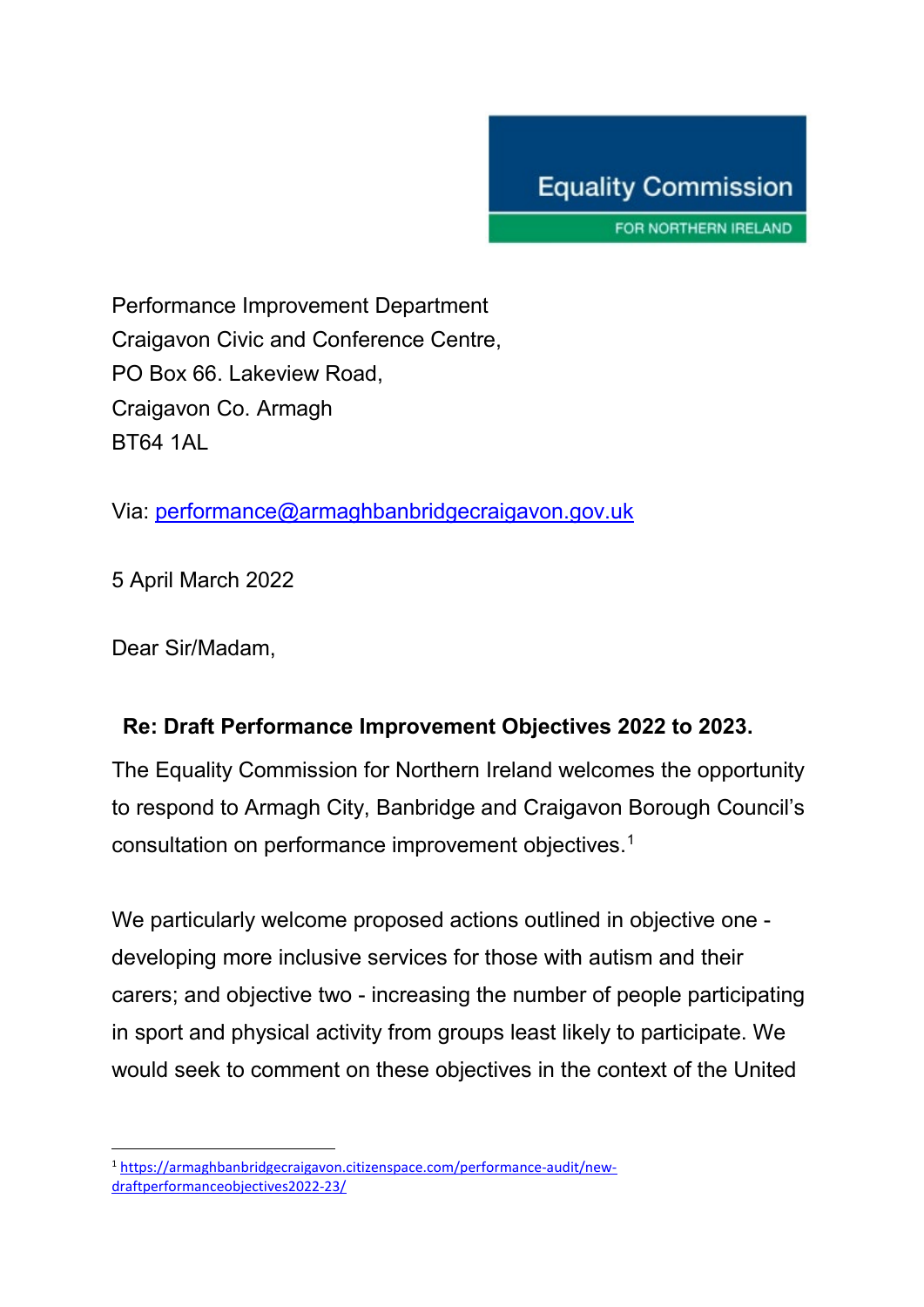Equality Commission

FOR NORTHERN IRELAND

Performance Improvement Department
Craigavon Civic and Conference Centre,
PO Box 66. Lakeview Road,
Craigavon Co. Armagh
BT64 1AL

Via: performance@armaghbanbridgecraigavon.gov.uk

5 April March 2022

Dear Sir/Madam,

**Re: Draft Performance Improvement Objectives 2022 to 2023.**

The Equality Commission for Northern Ireland welcomes the opportunity to respond to Armagh City, Banbridge and Craigavon Borough Council's consultation on performance improvement objectives.[1]

We particularly welcome proposed actions outlined in objective one - developing more inclusive services for those with autism and their carers; and objective two - increasing the number of people participating in sport and physical activity from groups least likely to participate. We would seek to comment on these objectives in the context of the United

---

[1] https://armaghbanbridgecraigavon.citizenspace.com/performance-audit/new-draftperformanceobjectives2022-23/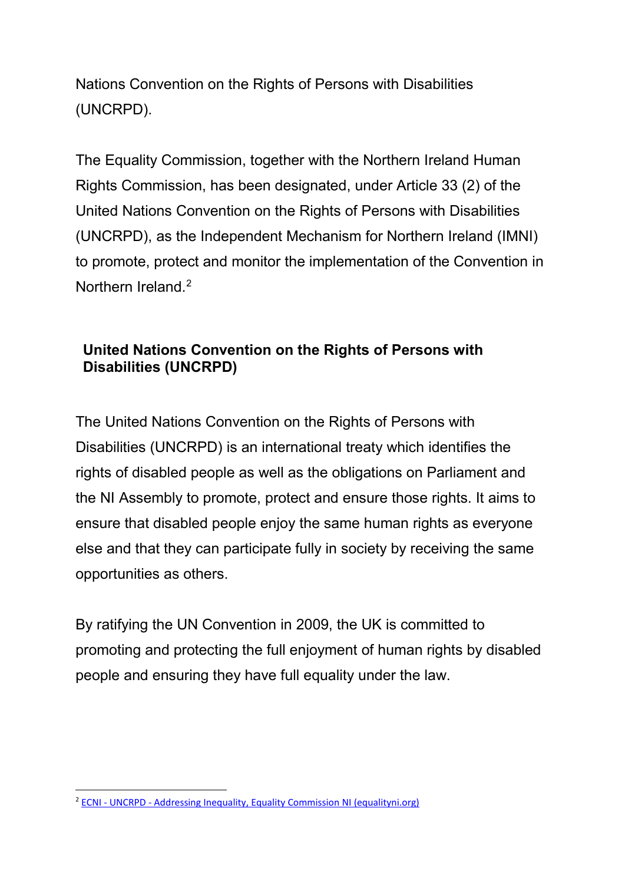Nations Convention on the Rights of Persons with Disabilities (UNCRPD).

The Equality Commission, together with the Northern Ireland Human Rights Commission, has been designated, under Article 33 (2) of the United Nations Convention on the Rights of Persons with Disabilities (UNCRPD), as the Independent Mechanism for Northern Ireland (IMNI) to promote, protect and monitor the implementation of the Convention in Northern Ireland.[2]

## United Nations Convention on the Rights of Persons with Disabilities (UNCRPD)

The United Nations Convention on the Rights of Persons with Disabilities (UNCRPD) is an international treaty which identifies the rights of disabled people as well as the obligations on Parliament and the NI Assembly to promote, protect and ensure those rights. It aims to ensure that disabled people enjoy the same human rights as everyone else and that they can participate fully in society by receiving the same opportunities as others.

By ratifying the UN Convention in 2009, the UK is committed to promoting and protecting the full enjoyment of human rights by disabled people and ensuring they have full equality under the law.

---

[2] ECNI - UNCRPD - Addressing Inequality, Equality Commission NI (equalityni.org)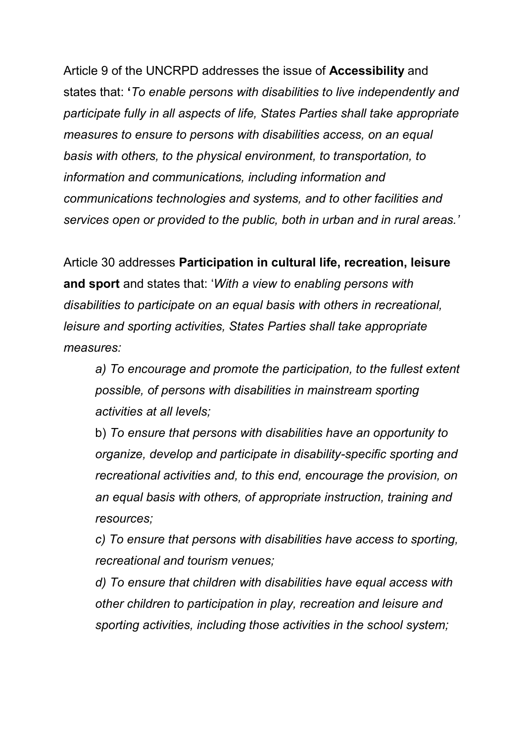Article 9 of the UNCRPD addresses the issue of **Accessibility** and states that: **'***To enable persons with disabilities to live independently and participate fully in all aspects of life, States Parties shall take appropriate measures to ensure to persons with disabilities access, on an equal basis with others, to the physical environment, to transportation, to information and communications, including information and communications technologies and systems, and to other facilities and services open or provided to the public, both in urban and in rural areas.'*

Article 30 addresses **Participation in cultural life, recreation, leisure and sport** and states that: '*With a view to enabling persons with disabilities to participate on an equal basis with others in recreational, leisure and sporting activities, States Parties shall take appropriate measures:*

> *a) To encourage and promote the participation, to the fullest extent possible, of persons with disabilities in mainstream sporting activities at all levels;*
>
> b) *To ensure that persons with disabilities have an opportunity to organize, develop and participate in disability-specific sporting and recreational activities and, to this end, encourage the provision, on an equal basis with others, of appropriate instruction, training and resources;*
>
> *c) To ensure that persons with disabilities have access to sporting, recreational and tourism venues;*
>
> *d) To ensure that children with disabilities have equal access with other children to participation in play, recreation and leisure and sporting activities, including those activities in the school system;*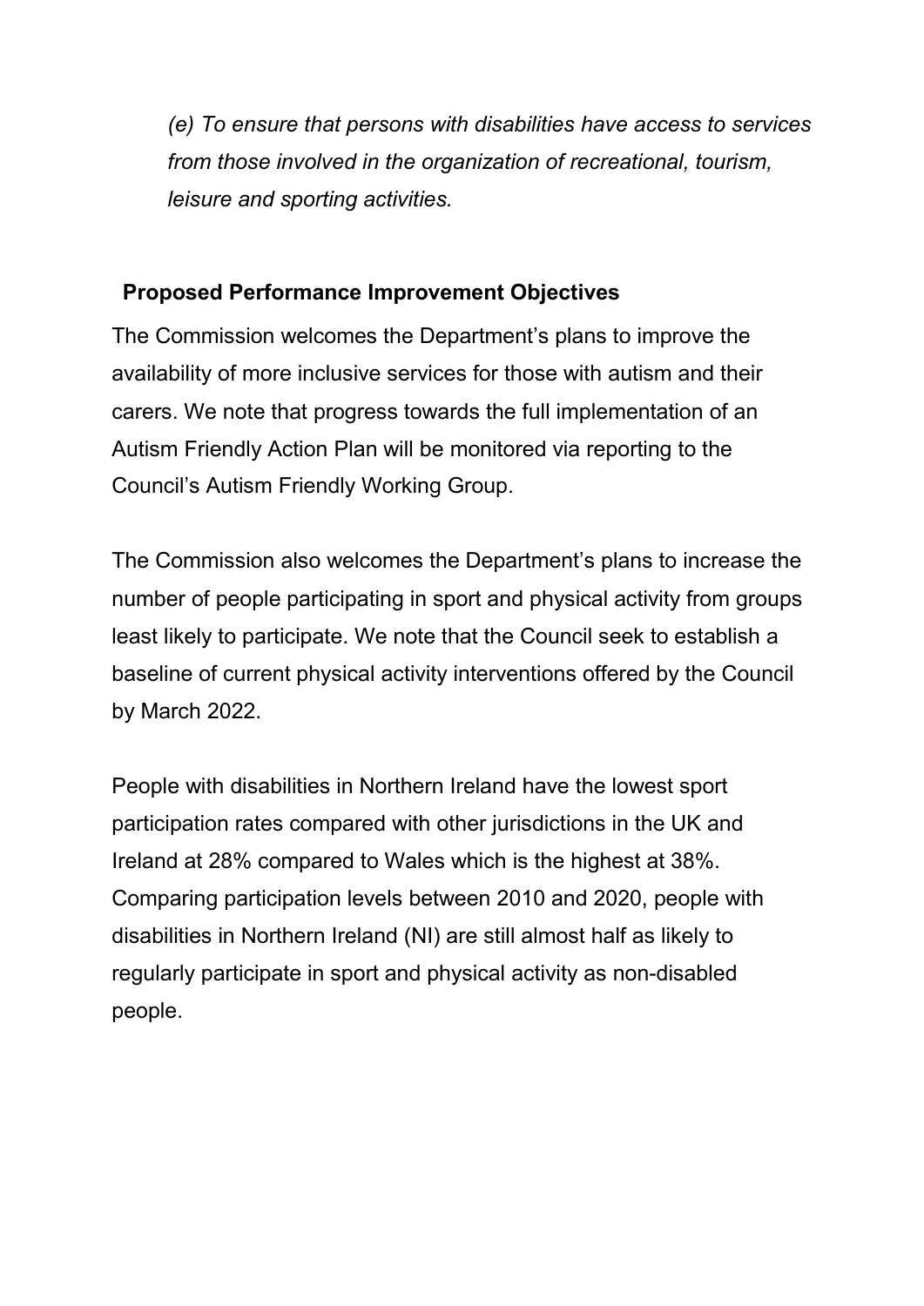*(e) To ensure that persons with disabilities have access to services from those involved in the organization of recreational, tourism, leisure and sporting activities.*

**Proposed Performance Improvement Objectives**

The Commission welcomes the Department's plans to improve the availability of more inclusive services for those with autism and their carers. We note that progress towards the full implementation of an Autism Friendly Action Plan will be monitored via reporting to the Council's Autism Friendly Working Group.

The Commission also welcomes the Department's plans to increase the number of people participating in sport and physical activity from groups least likely to participate. We note that the Council seek to establish a baseline of current physical activity interventions offered by the Council by March 2022.

People with disabilities in Northern Ireland have the lowest sport participation rates compared with other jurisdictions in the UK and Ireland at 28% compared to Wales which is the highest at 38%. Comparing participation levels between 2010 and 2020, people with disabilities in Northern Ireland (NI) are still almost half as likely to regularly participate in sport and physical activity as non-disabled people.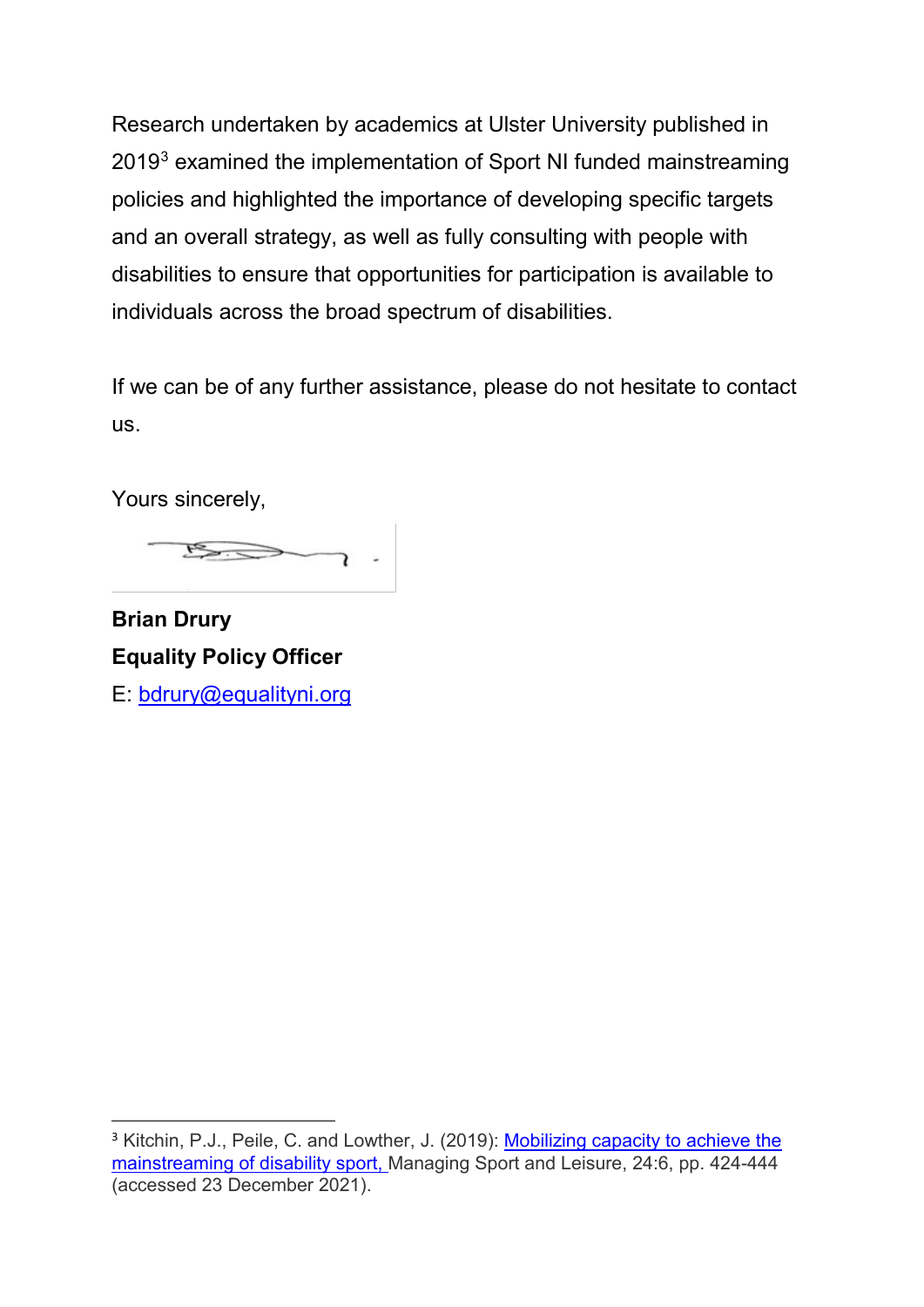Research undertaken by academics at Ulster University published in 2019[3] examined the implementation of Sport NI funded mainstreaming policies and highlighted the importance of developing specific targets and an overall strategy, as well as fully consulting with people with disabilities to ensure that opportunities for participation is available to individuals across the broad spectrum of disabilities.

If we can be of any further assistance, please do not hesitate to contact us.

Yours sincerely,

**Brian Drury**
**Equality Policy Officer**
E: bdrury@equalityni.org

---

[3] Kitchin, P.J., Peile, C. and Lowther, J. (2019): Mobilizing capacity to achieve the mainstreaming of disability sport, Managing Sport and Leisure, 24:6, pp. 424-444 (accessed 23 December 2021).